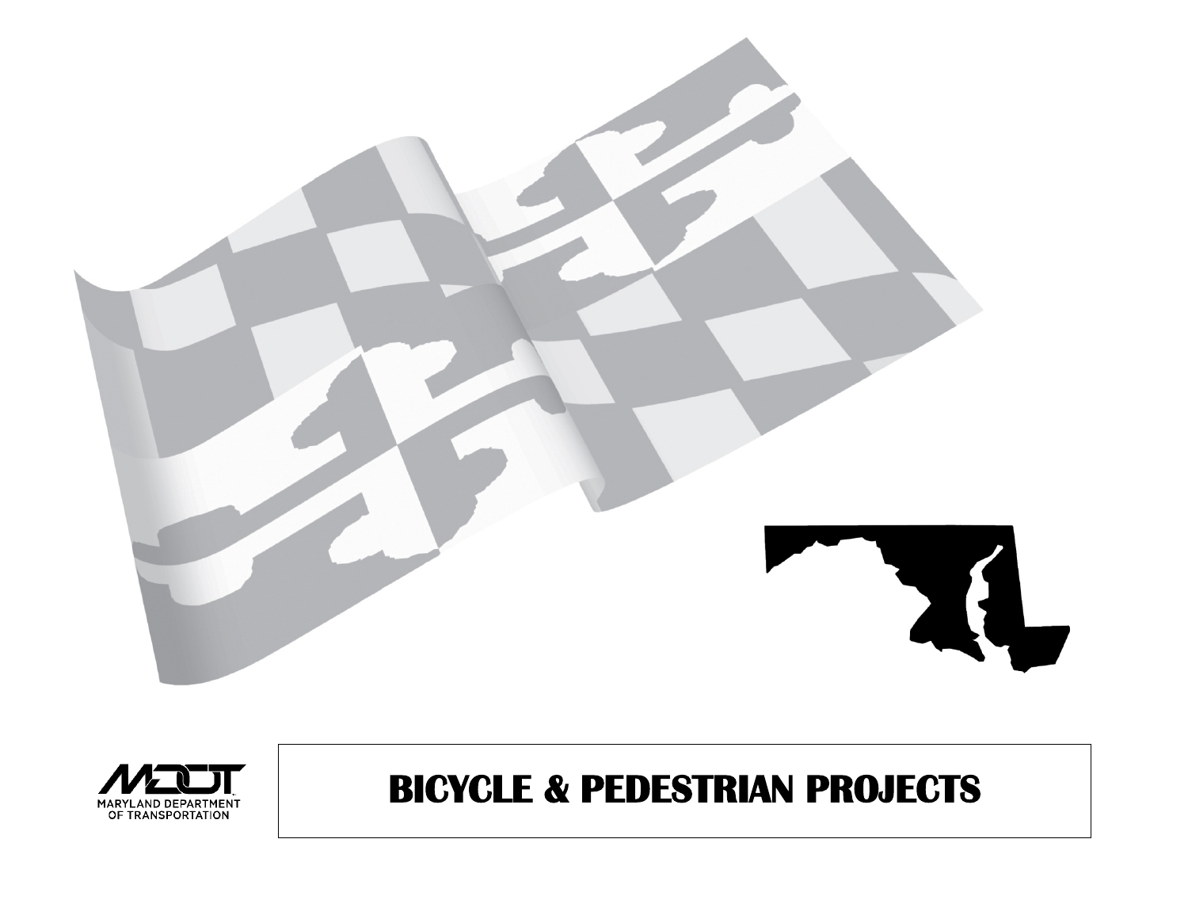MARYLAND DEPARTMENT OF TRANSPORTATION

# BICYCLE & PEDESTRIAN PROJECTS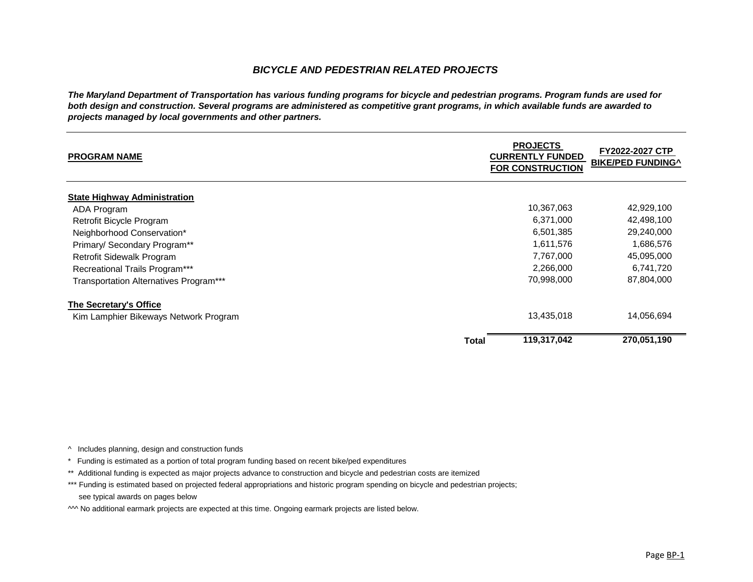## *BICYCLE AND PEDESTRIAN RELATED PROJECTS*

***The Maryland Department of Transportation has various funding programs for bicycle and pedestrian programs. Program funds are used for both design and construction. Several programs are administered as competitive grant programs, in which available funds are awarded to projects managed by local governments and other partners.***

| PROGRAM NAME | PROJECTS CURRENTLY FUNDED FOR CONSTRUCTION | FY2022-2027 CTP BIKE/PED FUNDING^ |
|---|---|---|
| **State Highway Administration** | | |
| ADA Program | 10,367,063 | 42,929,100 |
| Retrofit Bicycle Program | 6,371,000 | 42,498,100 |
| Neighborhood Conservation* | 6,501,385 | 29,240,000 |
| Primary/ Secondary Program** | 1,611,576 | 1,686,576 |
| Retrofit Sidewalk Program | 7,767,000 | 45,095,000 |
| Recreational Trails Program*** | 2,266,000 | 6,741,720 |
| Transportation Alternatives Program*** | 70,998,000 | 87,804,000 |
| **The Secretary's Office** | | |
| Kim Lamphier Bikeways Network Program | 13,435,018 | 14,056,694 |
| **Total** | **119,317,042** | **270,051,190** |

^ Includes planning, design and construction funds

* Funding is estimated as a portion of total program funding based on recent bike/ped expenditures

** Additional funding is expected as major projects advance to construction and bicycle and pedestrian costs are itemized

*** Funding is estimated based on projected federal appropriations and historic program spending on bicycle and pedestrian projects; see typical awards on pages below

^^^ No additional earmark projects are expected at this time. Ongoing earmark projects are listed below.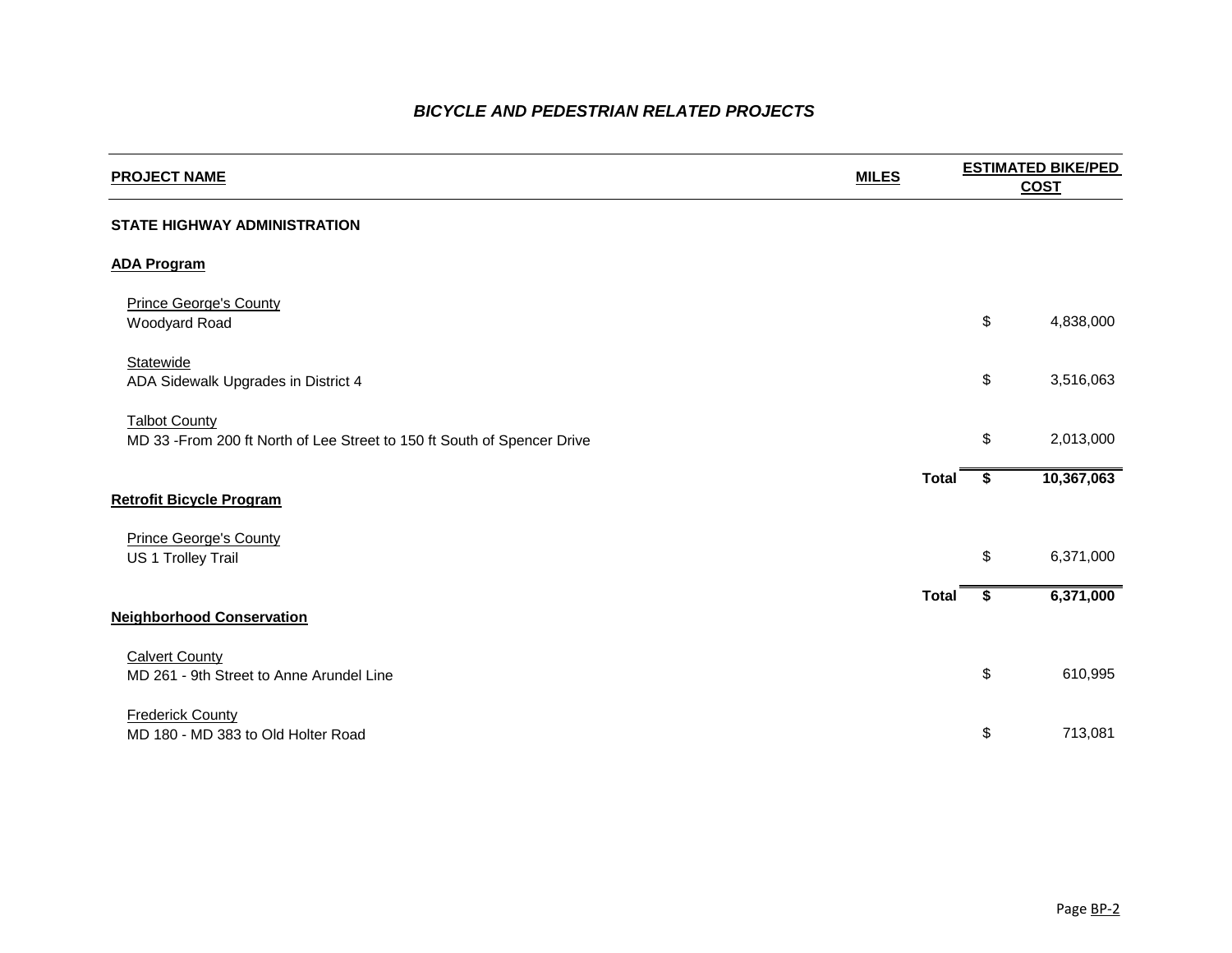## *BICYCLE AND PEDESTRIAN RELATED PROJECTS*

| PROJECT NAME | MILES | ESTIMATED BIKE/PED COST |
|---|---|---|
| **STATE HIGHWAY ADMINISTRATION** | | |
| **ADA Program** | | |
| Prince George's County | | |
| Woodyard Road | | $ 4,838,000 |
| Statewide | | |
| ADA Sidewalk Upgrades in District 4 | | $ 3,516,063 |
| Talbot County | | |
| MD 33 -From 200 ft North of Lee Street to 150 ft South of Spencer Drive | | $ 2,013,000 |
| | **Total** | **$ 10,367,063** |
| **Retrofit Bicycle Program** | | |
| Prince George's County | | |
| US 1 Trolley Trail | | $ 6,371,000 |
| | **Total** | **$ 6,371,000** |
| **Neighborhood Conservation** | | |
| Calvert County | | |
| MD 261 - 9th Street to Anne Arundel Line | | $ 610,995 |
| Frederick County | | |
| MD 180 - MD 383 to Old Holter Road | | $ 713,081 |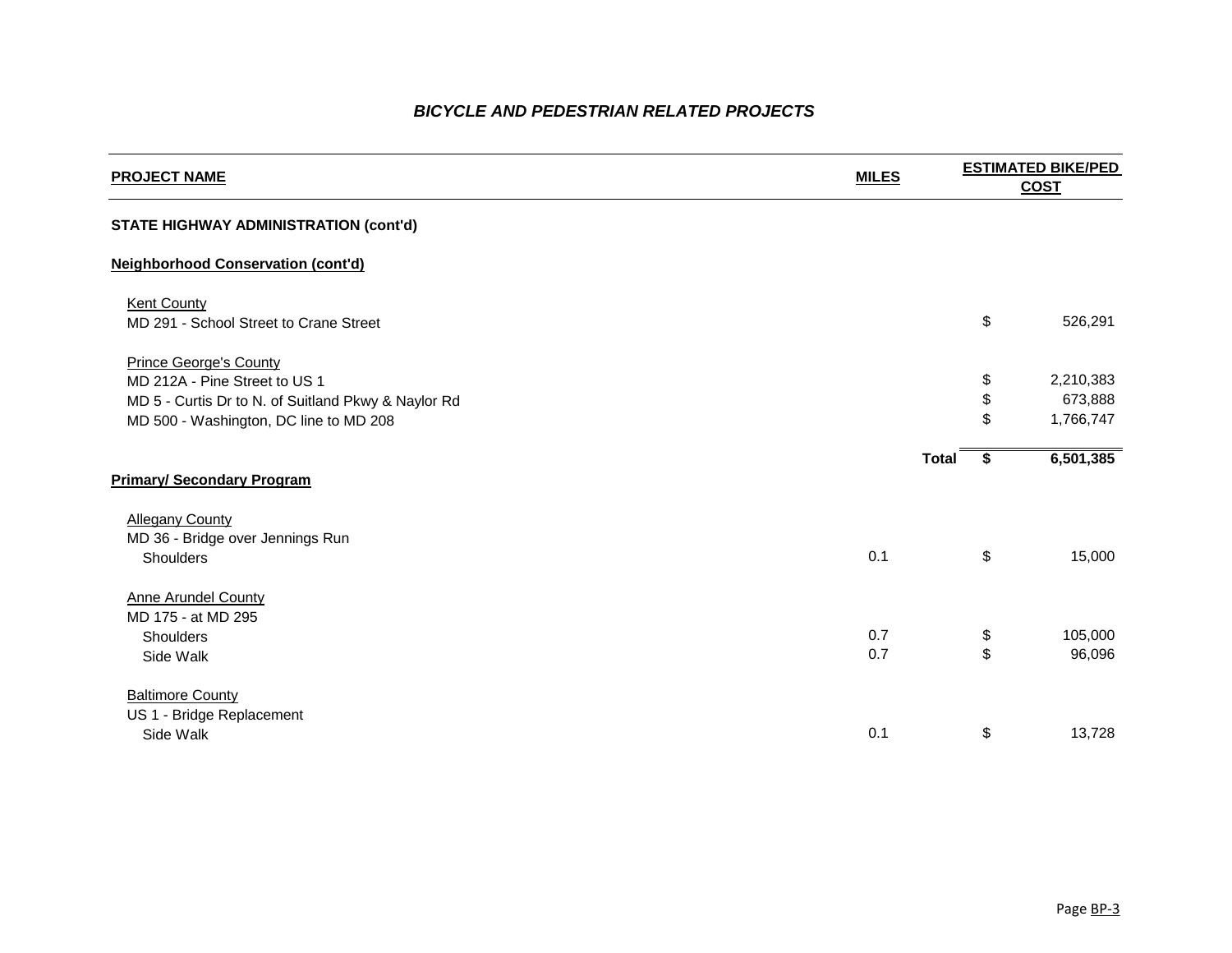# *BICYCLE AND PEDESTRIAN RELATED PROJECTS*

| PROJECT NAME | MILES | | ESTIMATED BIKE/PED COST |
|---|---|---|---|
| **STATE HIGHWAY ADMINISTRATION (cont'd)** | | | |
| **Neighborhood Conservation (cont'd)** | | | |
| Kent County | | | |
| MD 291 - School Street to Crane Street | | | $ 526,291 |
| Prince George's County | | | |
| MD 212A - Pine Street to US 1 | | | $ 2,210,383 |
| MD 5 - Curtis Dr to N. of Suitland Pkwy & Naylor Rd | | | $ 673,888 |
| MD 500 - Washington, DC line to MD 208 | | | $ 1,766,747 |
| | | **Total** | **$ 6,501,385** |
| **Primary/ Secondary Program** | | | |
| Allegany County | | | |
| MD 36 - Bridge over Jennings Run | | | |
| Shoulders | 0.1 | | $ 15,000 |
| Anne Arundel County | | | |
| MD 175 - at MD 295 | | | |
| Shoulders | 0.7 | | $ 105,000 |
| Side Walk | 0.7 | | $ 96,096 |
| Baltimore County | | | |
| US 1 - Bridge Replacement | | | |
| Side Walk | 0.1 | | $ 13,728 |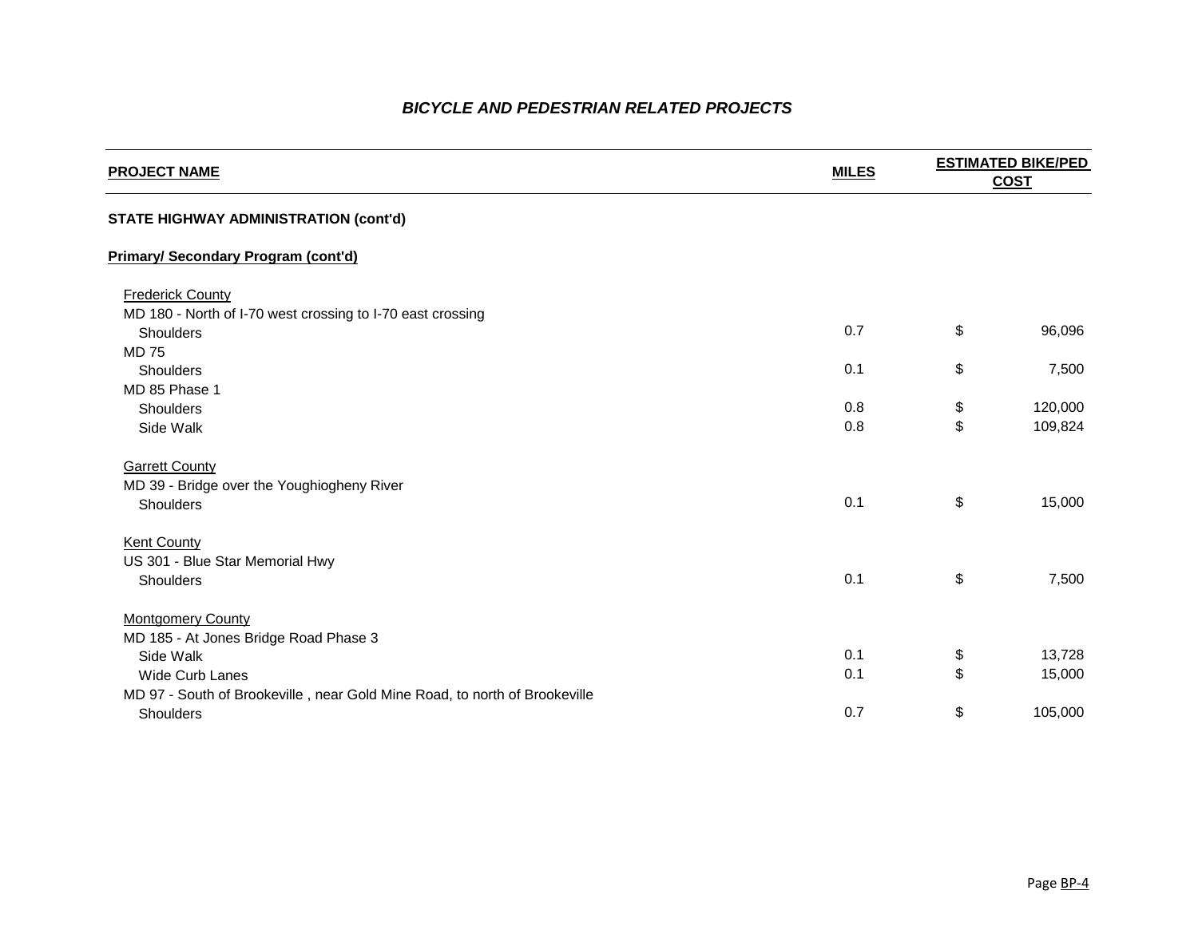## *BICYCLE AND PEDESTRIAN RELATED PROJECTS*

| PROJECT NAME | MILES | ESTIMATED BIKE/PED COST |
|---|---|---|
| **STATE HIGHWAY ADMINISTRATION (cont'd)** | | |
| **Primary/ Secondary Program (cont'd)** | | |
| Frederick County | | |
| MD 180 - North of I-70 west crossing to I-70 east crossing | | |
| Shoulders | 0.7 | $ 96,096 |
| MD 75 | | |
| Shoulders | 0.1 | $ 7,500 |
| MD 85 Phase 1 | | |
| Shoulders | 0.8 | $ 120,000 |
| Side Walk | 0.8 | $ 109,824 |
| Garrett County | | |
| MD 39 - Bridge over the Youghiogheny River | | |
| Shoulders | 0.1 | $ 15,000 |
| Kent County | | |
| US 301 - Blue Star Memorial Hwy | | |
| Shoulders | 0.1 | $ 7,500 |
| Montgomery County | | |
| MD 185 - At Jones Bridge Road Phase 3 | | |
| Side Walk | 0.1 | $ 13,728 |
| Wide Curb Lanes | 0.1 | $ 15,000 |
| MD 97 - South of Brookeville , near Gold Mine Road, to north of Brookeville | | |
| Shoulders | 0.7 | $ 105,000 |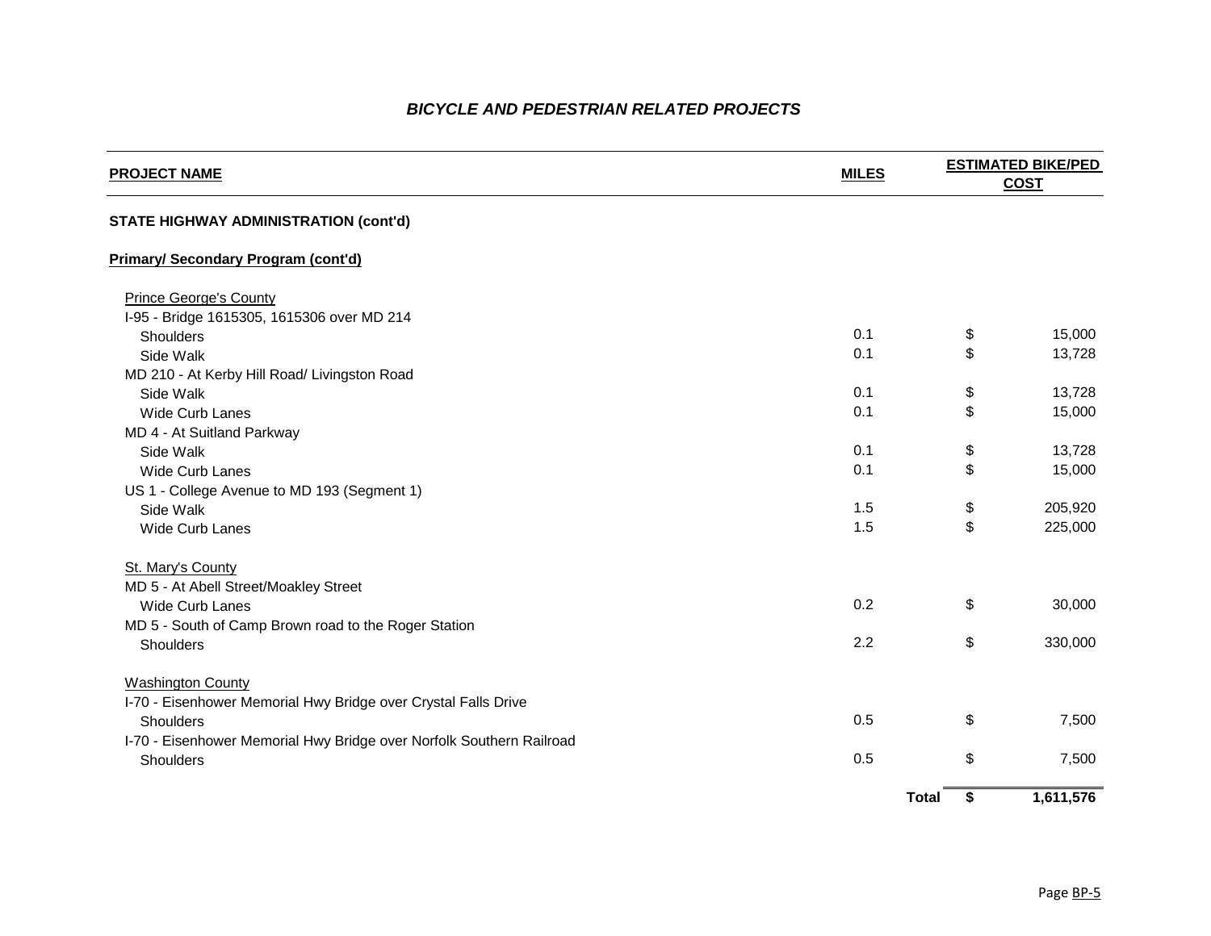# *BICYCLE AND PEDESTRIAN RELATED PROJECTS*

| PROJECT NAME | MILES | ESTIMATED BIKE/PED COST |
|---|---|---|
| **STATE HIGHWAY ADMINISTRATION (cont'd)** | | |
| **Primary/ Secondary Program (cont'd)** | | |
| Prince George's County | | |
| I-95 - Bridge 1615305, 1615306 over MD 214 | | |
| Shoulders | 0.1 | $ 15,000 |
| Side Walk | 0.1 | $ 13,728 |
| MD 210 - At Kerby Hill Road/ Livingston Road | | |
| Side Walk | 0.1 | $ 13,728 |
| Wide Curb Lanes | 0.1 | $ 15,000 |
| MD 4 - At Suitland Parkway | | |
| Side Walk | 0.1 | $ 13,728 |
| Wide Curb Lanes | 0.1 | $ 15,000 |
| US 1 - College Avenue to MD 193 (Segment 1) | | |
| Side Walk | 1.5 | $ 205,920 |
| Wide Curb Lanes | 1.5 | $ 225,000 |
| St. Mary's County | | |
| MD 5 - At Abell Street/Moakley Street | | |
| Wide Curb Lanes | 0.2 | $ 30,000 |
| MD 5 - South of Camp Brown road to the Roger Station | | |
| Shoulders | 2.2 | $ 330,000 |
| Washington County | | |
| I-70 - Eisenhower Memorial Hwy Bridge over Crystal Falls Drive | | |
| Shoulders | 0.5 | $ 7,500 |
| I-70 - Eisenhower Memorial Hwy Bridge over Norfolk Southern Railroad | | |
| Shoulders | 0.5 | $ 7,500 |
| | **Total** | **$ 1,611,576** |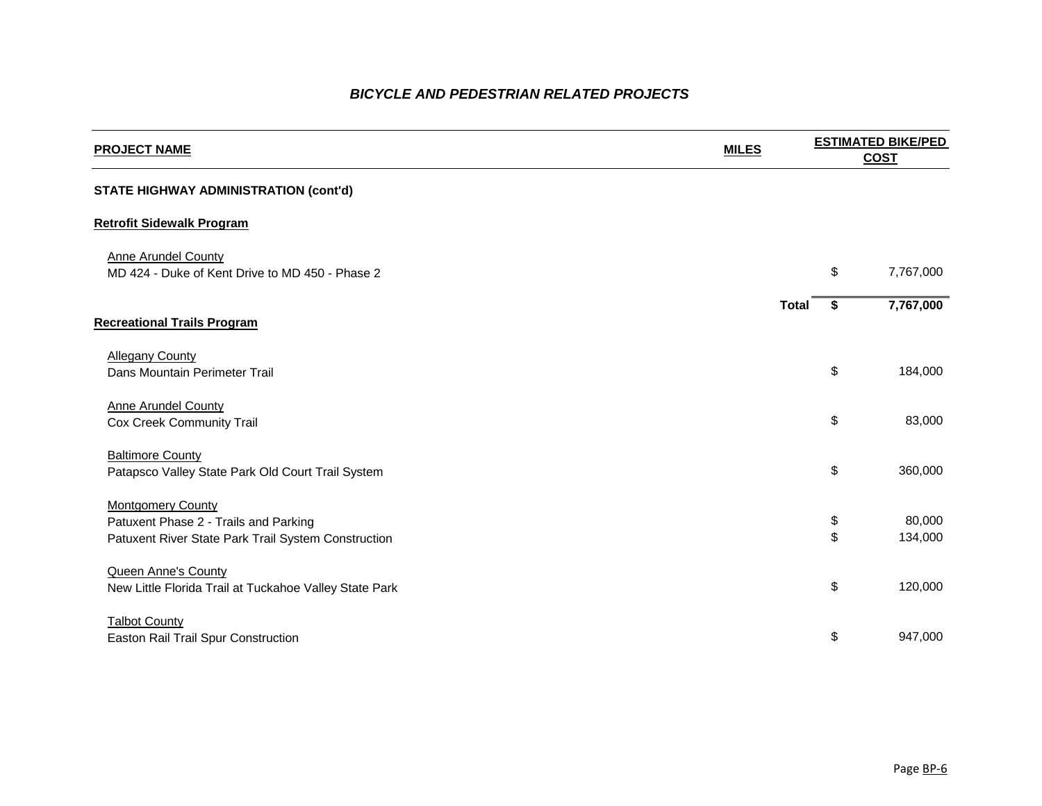## *BICYCLE AND PEDESTRIAN RELATED PROJECTS*

| PROJECT NAME | MILES | ESTIMATED BIKE/PED COST |
|---|---|---|
| **STATE HIGHWAY ADMINISTRATION (cont'd)** | | |
| **Retrofit Sidewalk Program** | | |
| Anne Arundel County | | |
| MD 424 - Duke of Kent Drive to MD 450 - Phase 2 | | $ 7,767,000 |
| | **Total** | **$ 7,767,000** |
| **Recreational Trails Program** | | |
| Allegany County | | |
| Dans Mountain Perimeter Trail | | $ 184,000 |
| Anne Arundel County | | |
| Cox Creek Community Trail | | $ 83,000 |
| Baltimore County | | |
| Patapsco Valley State Park Old Court Trail System | | $ 360,000 |
| Montgomery County | | |
| Patuxent Phase 2 - Trails and Parking | | $ 80,000 |
| Patuxent River State Park Trail System Construction | | $ 134,000 |
| Queen Anne's County | | |
| New Little Florida Trail at Tuckahoe Valley State Park | | $ 120,000 |
| Talbot County | | |
| Easton Rail Trail Spur Construction | | $ 947,000 |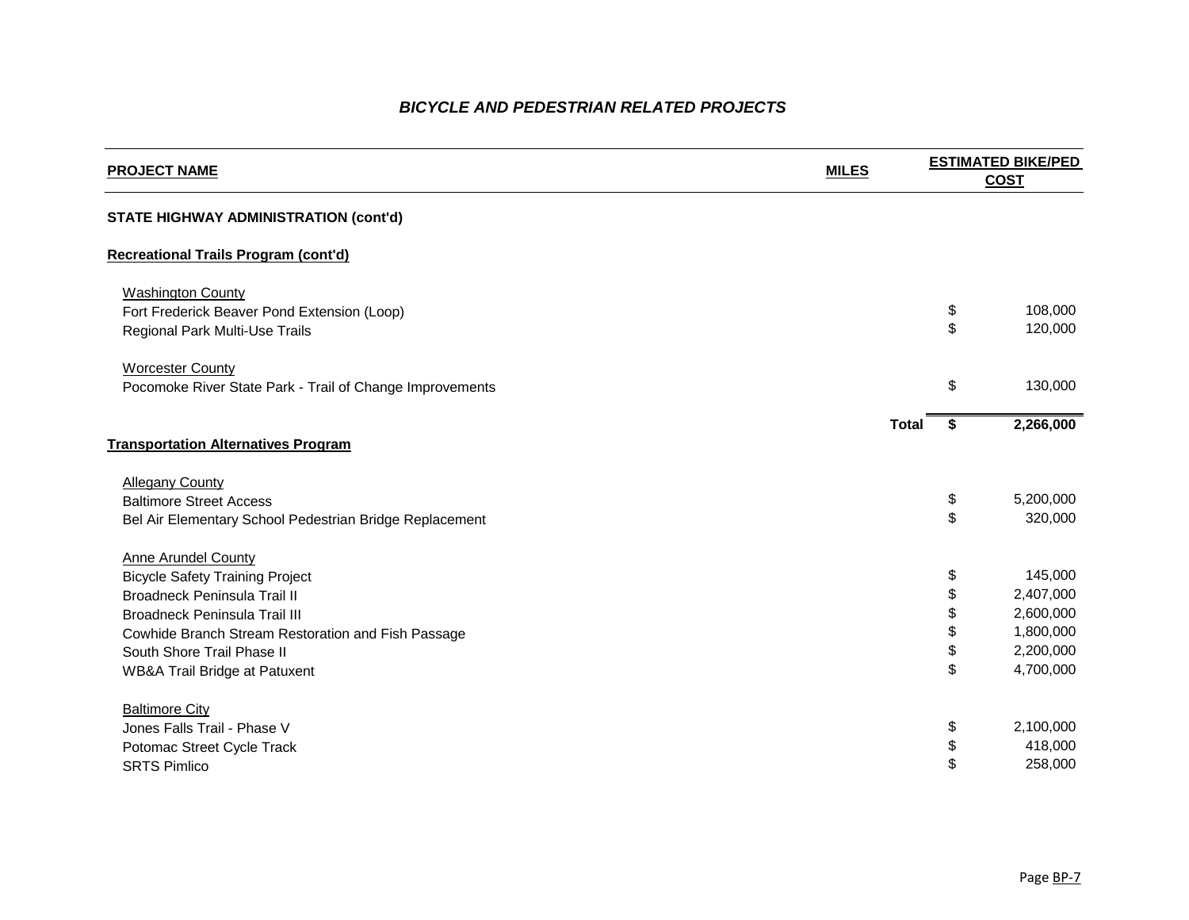### *BICYCLE AND PEDESTRIAN RELATED PROJECTS*

| PROJECT NAME | MILES | ESTIMATED BIKE/PED COST |
|---|---|---|
| **STATE HIGHWAY ADMINISTRATION (cont'd)** | | |
| **Recreational Trails Program (cont'd)** | | |
| Washington County | | |
| Fort Frederick Beaver Pond Extension (Loop) | | $ 108,000 |
| Regional Park Multi-Use Trails | | $ 120,000 |
| Worcester County | | |
| Pocomoke River State Park - Trail of Change Improvements | | $ 130,000 |
| | **Total** | **$ 2,266,000** |
| **Transportation Alternatives Program** | | |
| Allegany County | | |
| Baltimore Street Access | | $ 5,200,000 |
| Bel Air Elementary School Pedestrian Bridge Replacement | | $ 320,000 |
| Anne Arundel County | | |
| Bicycle Safety Training Project | | $ 145,000 |
| Broadneck Peninsula Trail II | | $ 2,407,000 |
| Broadneck Peninsula Trail III | | $ 2,600,000 |
| Cowhide Branch Stream Restoration and Fish Passage | | $ 1,800,000 |
| South Shore Trail Phase II | | $ 2,200,000 |
| WB&A Trail Bridge at Patuxent | | $ 4,700,000 |
| Baltimore City | | |
| Jones Falls Trail - Phase V | | $ 2,100,000 |
| Potomac Street Cycle Track | | $ 418,000 |
| SRTS Pimlico | | $ 258,000 |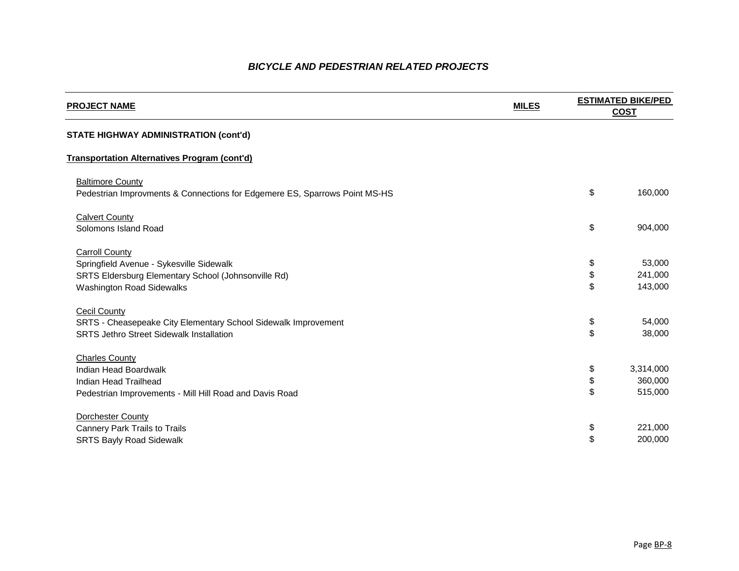## *BICYCLE AND PEDESTRIAN RELATED PROJECTS*

| PROJECT NAME | MILES | ESTIMATED BIKE/PED COST |
|---|---|---|
| **STATE HIGHWAY ADMINISTRATION (cont'd)** | | |
| **Transportation Alternatives Program (cont'd)** | | |
| Baltimore County | | |
| Pedestrian Improvments & Connections for Edgemere ES, Sparrows Point MS-HS | | $ 160,000 |
| Calvert County | | |
| Solomons Island Road | | $ 904,000 |
| Carroll County | | |
| Springfield Avenue - Sykesville Sidewalk | | $ 53,000 |
| SRTS Eldersburg Elementary School (Johnsonville Rd) | | $ 241,000 |
| Washington Road Sidewalks | | $ 143,000 |
| Cecil County | | |
| SRTS - Cheasepeake City Elementary School Sidewalk Improvement | | $ 54,000 |
| SRTS Jethro Street Sidewalk Installation | | $ 38,000 |
| Charles County | | |
| Indian Head Boardwalk | | $ 3,314,000 |
| Indian Head Trailhead | | $ 360,000 |
| Pedestrian Improvements - Mill Hill Road and Davis Road | | $ 515,000 |
| Dorchester County | | |
| Cannery Park Trails to Trails | | $ 221,000 |
| SRTS Bayly Road Sidewalk | | $ 200,000 |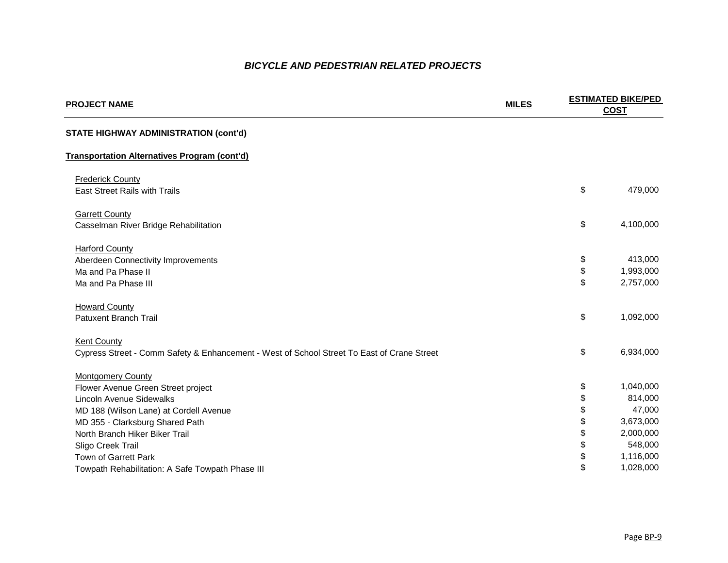# *BICYCLE AND PEDESTRIAN RELATED PROJECTS*

| PROJECT NAME | MILES | ESTIMATED BIKE/PED COST |
|---|---|---|
| **STATE HIGHWAY ADMINISTRATION (cont'd)** | | |
| **Transportation Alternatives Program (cont'd)** | | |
| Frederick County | | |
| East Street Rails with Trails | | $ 479,000 |
| Garrett County | | |
| Casselman River Bridge Rehabilitation | | $ 4,100,000 |
| Harford County | | |
| Aberdeen Connectivity Improvements | | $ 413,000 |
| Ma and Pa Phase II | | $ 1,993,000 |
| Ma and Pa Phase III | | $ 2,757,000 |
| Howard County | | |
| Patuxent Branch Trail | | $ 1,092,000 |
| Kent County | | |
| Cypress Street - Comm Safety & Enhancement - West of School Street To East of Crane Street | | $ 6,934,000 |
| Montgomery County | | |
| Flower Avenue Green Street project | | $ 1,040,000 |
| Lincoln Avenue Sidewalks | | $ 814,000 |
| MD 188 (Wilson Lane) at Cordell Avenue | | $ 47,000 |
| MD 355 - Clarksburg Shared Path | | $ 3,673,000 |
| North Branch Hiker Biker Trail | | $ 2,000,000 |
| Sligo Creek Trail | | $ 548,000 |
| Town of Garrett Park | | $ 1,116,000 |
| Towpath Rehabilitation: A Safe Towpath Phase III | | $ 1,028,000 |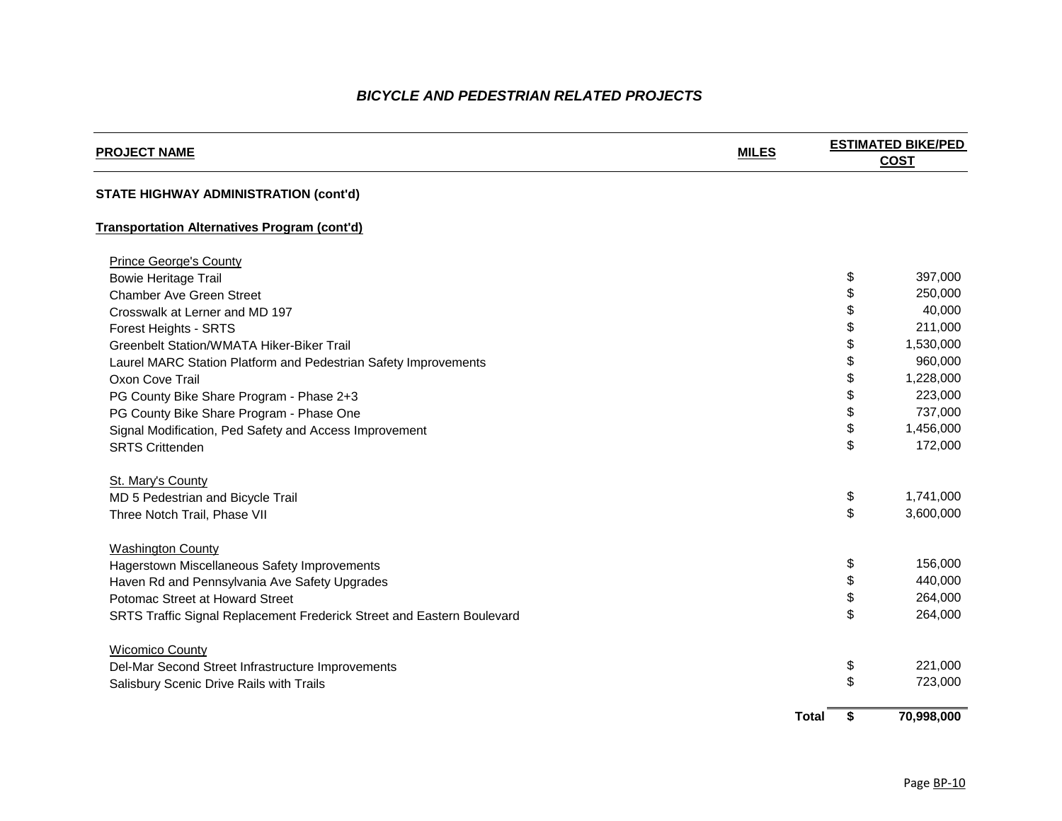### *BICYCLE AND PEDESTRIAN RELATED PROJECTS*

| PROJECT NAME | MILES | ESTIMATED BIKE/PED COST |
|---|---|---|
| **STATE HIGHWAY ADMINISTRATION (cont'd)** | | |
| **Transportation Alternatives Program (cont'd)** | | |
| Prince George's County | | |
| Bowie Heritage Trail | | $ 397,000 |
| Chamber Ave Green Street | | $ 250,000 |
| Crosswalk at Lerner and MD 197 | | $ 40,000 |
| Forest Heights - SRTS | | $ 211,000 |
| Greenbelt Station/WMATA Hiker-Biker Trail | | $ 1,530,000 |
| Laurel MARC Station Platform and Pedestrian Safety Improvements | | $ 960,000 |
| Oxon Cove Trail | | $ 1,228,000 |
| PG County Bike Share Program - Phase 2+3 | | $ 223,000 |
| PG County Bike Share Program - Phase One | | $ 737,000 |
| Signal Modification, Ped Safety and Access Improvement | | $ 1,456,000 |
| SRTS Crittenden | | $ 172,000 |
| St. Mary's County | | |
| MD 5 Pedestrian and Bicycle Trail | | $ 1,741,000 |
| Three Notch Trail, Phase VII | | $ 3,600,000 |
| Washington County | | |
| Hagerstown Miscellaneous Safety Improvements | | $ 156,000 |
| Haven Rd and Pennsylvania Ave Safety Upgrades | | $ 440,000 |
| Potomac Street at Howard Street | | $ 264,000 |
| SRTS Traffic Signal Replacement Frederick Street and Eastern Boulevard | | $ 264,000 |
| Wicomico County | | |
| Del-Mar Second Street Infrastructure Improvements | | $ 221,000 |
| Salisbury Scenic Drive Rails with Trails | | $ 723,000 |
| | **Total** | **$ 70,998,000** |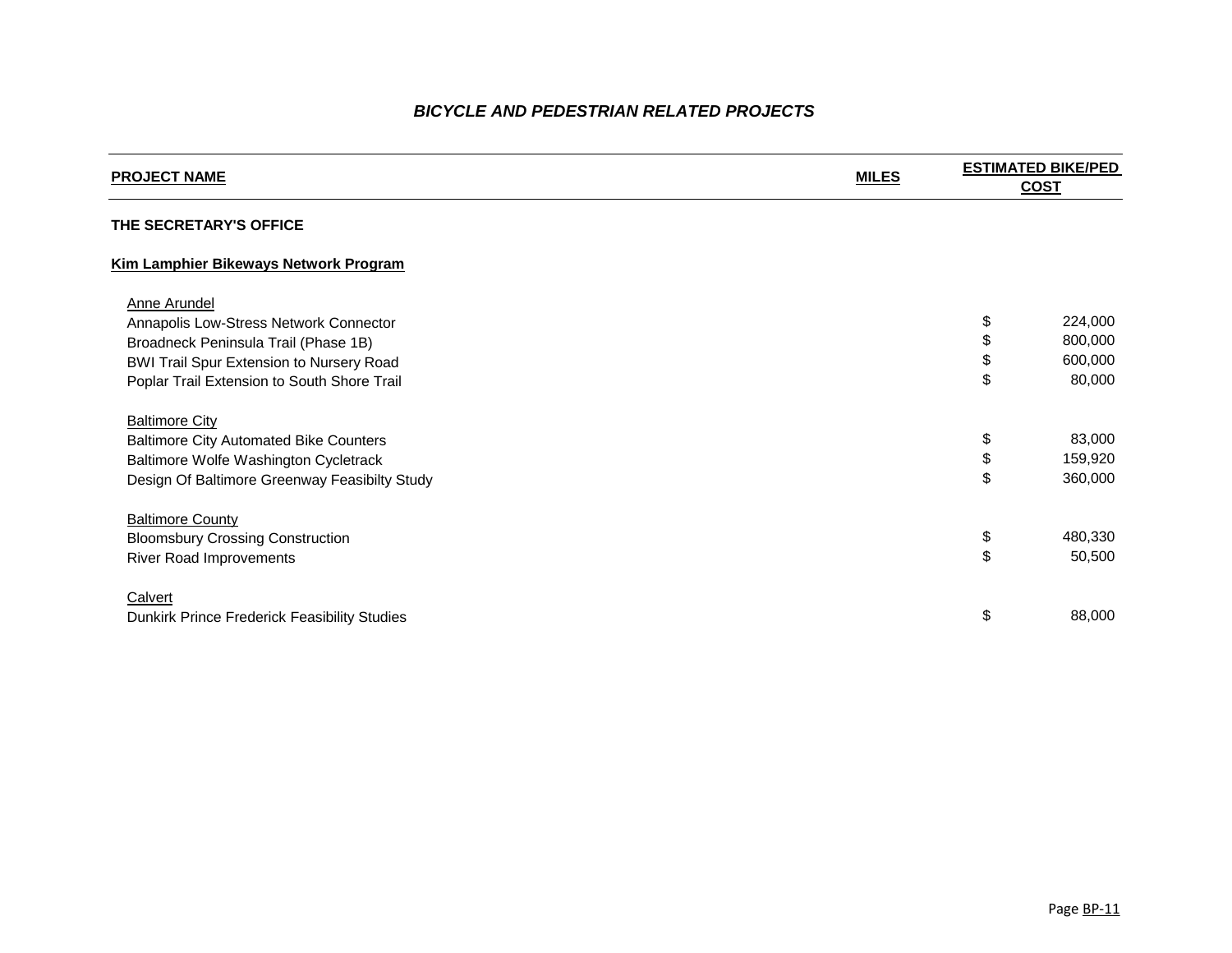## *BICYCLE AND PEDESTRIAN RELATED PROJECTS*

| PROJECT NAME | MILES | ESTIMATED BIKE/PED COST |
|---|---|---|
| **THE SECRETARY'S OFFICE** | | |
| **Kim Lamphier Bikeways Network Program** | | |
| Anne Arundel | | |
| Annapolis Low-Stress Network Connector | | $ 224,000 |
| Broadneck Peninsula Trail (Phase 1B) | | $ 800,000 |
| BWI Trail Spur Extension to Nursery Road | | $ 600,000 |
| Poplar Trail Extension to South Shore Trail | | $ 80,000 |
| Baltimore City | | |
| Baltimore City Automated Bike Counters | | $ 83,000 |
| Baltimore Wolfe Washington Cycletrack | | $ 159,920 |
| Design Of Baltimore Greenway Feasibilty Study | | $ 360,000 |
| Baltimore County | | |
| Bloomsbury Crossing Construction | | $ 480,330 |
| River Road Improvements | | $ 50,500 |
| Calvert | | |
| Dunkirk Prince Frederick Feasibility Studies | | $ 88,000 |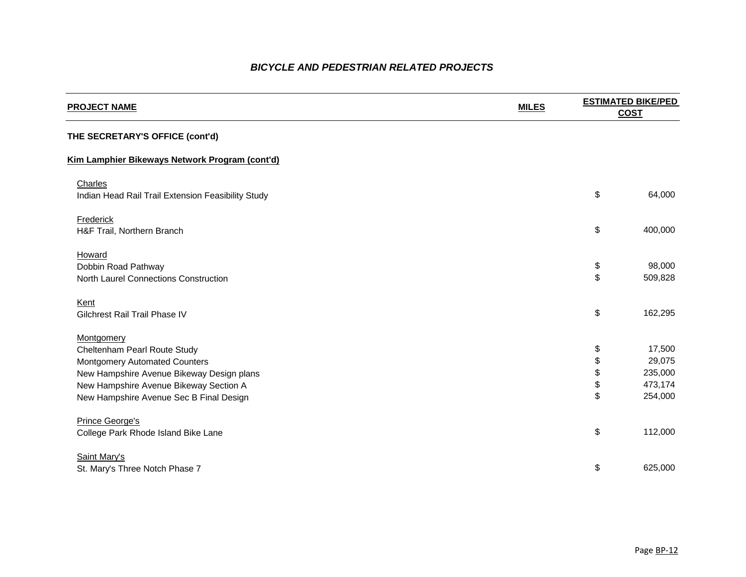### *BICYCLE AND PEDESTRIAN RELATED PROJECTS*

| PROJECT NAME | MILES | ESTIMATED BIKE/PED COST |
|---|---|---|
| **THE SECRETARY'S OFFICE (cont'd)** | | |
| **Kim Lamphier Bikeways Network Program (cont'd)** | | |
| Charles | | |
| Indian Head Rail Trail Extension Feasibility Study | | $ 64,000 |
| Frederick | | |
| H&F Trail, Northern Branch | | $ 400,000 |
| Howard | | |
| Dobbin Road Pathway | | $ 98,000 |
| North Laurel Connections Construction | | $ 509,828 |
| Kent | | |
| Gilchrest Rail Trail Phase IV | | $ 162,295 |
| Montgomery | | |
| Cheltenham Pearl Route Study | | $ 17,500 |
| Montgomery Automated Counters | | $ 29,075 |
| New Hampshire Avenue Bikeway Design plans | | $ 235,000 |
| New Hampshire Avenue Bikeway Section A | | $ 473,174 |
| New Hampshire Avenue Sec B Final Design | | $ 254,000 |
| Prince George's | | |
| College Park Rhode Island Bike Lane | | $ 112,000 |
| Saint Mary's | | |
| St. Mary's Three Notch Phase 7 | | $ 625,000 |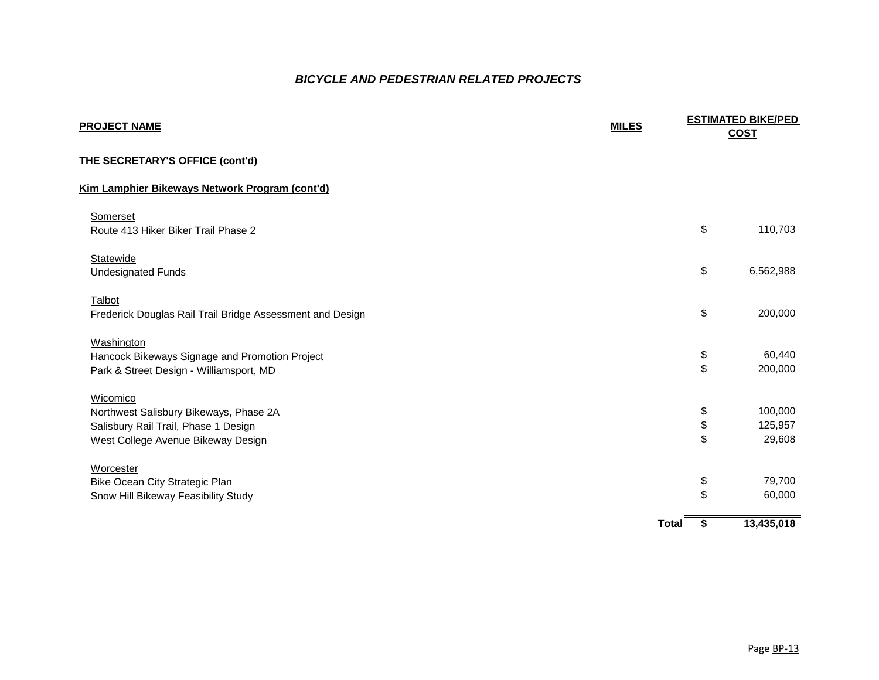### *BICYCLE AND PEDESTRIAN RELATED PROJECTS*

| PROJECT NAME | MILES | ESTIMATED BIKE/PED COST |
| --- | --- | --- |
| **THE SECRETARY'S OFFICE (cont'd)** | | |
| **Kim Lamphier Bikeways Network Program (cont'd)** | | |
| Somerset | | |
| Route 413 Hiker Biker Trail Phase 2 | | $ 110,703 |
| Statewide | | |
| Undesignated Funds | | $ 6,562,988 |
| Talbot | | |
| Frederick Douglas Rail Trail Bridge Assessment and Design | | $ 200,000 |
| Washington | | |
| Hancock Bikeways Signage and Promotion Project | | $ 60,440 |
| Park & Street Design - Williamsport, MD | | $ 200,000 |
| Wicomico | | |
| Northwest Salisbury Bikeways, Phase 2A | | $ 100,000 |
| Salisbury Rail Trail, Phase 1 Design | | $ 125,957 |
| West College Avenue Bikeway Design | | $ 29,608 |
| Worcester | | |
| Bike Ocean City Strategic Plan | | $ 79,700 |
| Snow Hill Bikeway Feasibility Study | | $ 60,000 |
| | **Total** | **$ 13,435,018** |